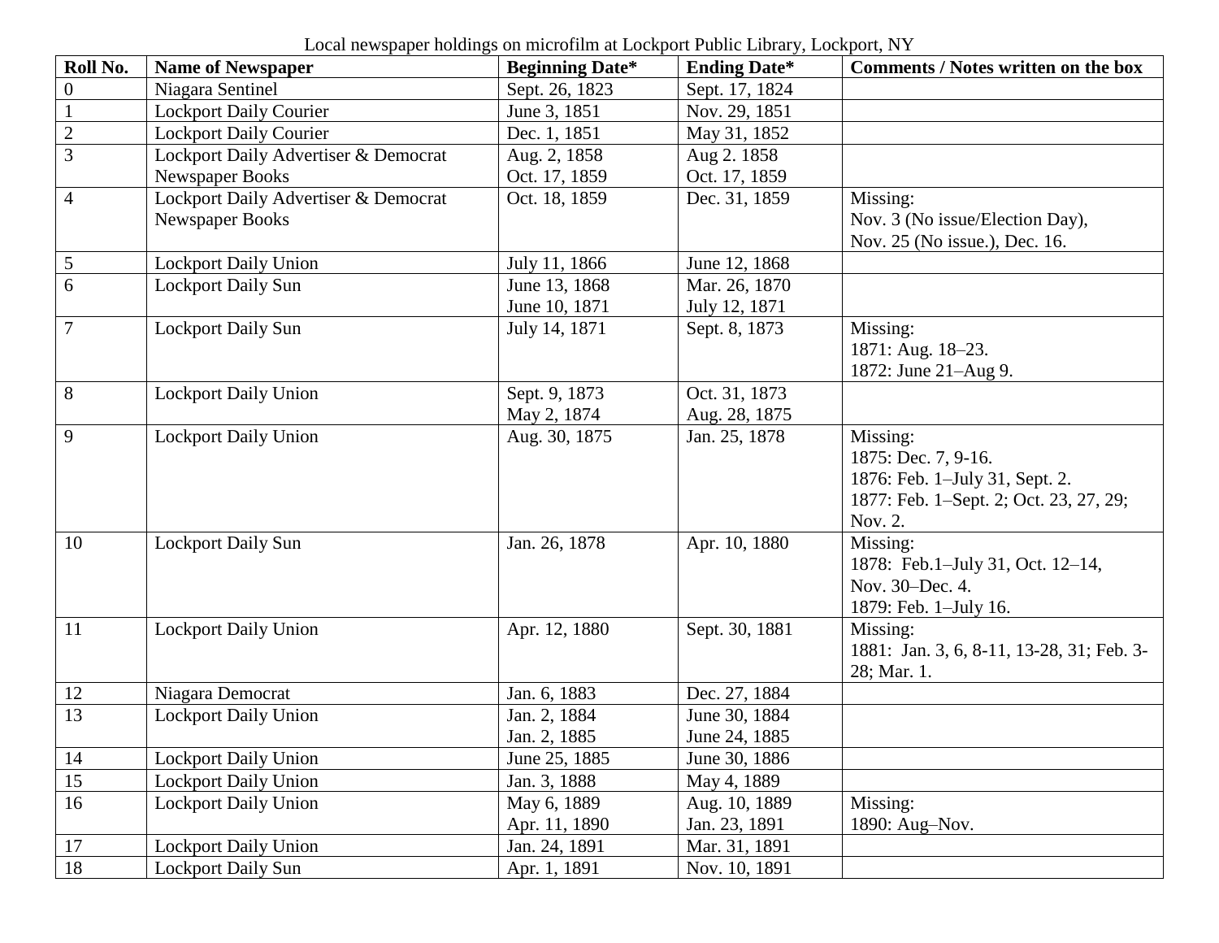Local newspaper holdings on microfilm at Lockport Public Library, Lockport, NY

| Roll No. | Name of Newspaper | Beginning Date* | Ending Date* | Comments / Notes written on the box |
|---|---|---|---|---|
| 0 | Niagara Sentinel | Sept. 26, 1823 | Sept. 17, 1824 | |
| 1 | Lockport Daily Courier | June 3, 1851 | Nov. 29, 1851 | |
| 2 | Lockport Daily Courier | Dec. 1, 1851 | May 31, 1852 | |
| 3 | Lockport Daily Advertiser & Democrat<br>Newspaper Books | Aug. 2, 1858<br>Oct. 17, 1859 | Aug 2. 1858<br>Oct. 17, 1859 | |
| 4 | Lockport Daily Advertiser & Democrat<br>Newspaper Books | Oct. 18, 1859 | Dec. 31, 1859 | Missing:<br>Nov. 3 (No issue/Election Day),<br>Nov. 25 (No issue.), Dec. 16. |
| 5 | Lockport Daily Union | July 11, 1866 | June 12, 1868 | |
| 6 | Lockport Daily Sun | June 13, 1868<br>June 10, 1871 | Mar. 26, 1870<br>July 12, 1871 | |
| 7 | Lockport Daily Sun | July 14, 1871 | Sept. 8, 1873 | Missing:<br>1871: Aug. 18–23.<br>1872: June 21–Aug 9. |
| 8 | Lockport Daily Union | Sept. 9, 1873<br>May 2, 1874 | Oct. 31, 1873<br>Aug. 28, 1875 | |
| 9 | Lockport Daily Union | Aug. 30, 1875 | Jan. 25, 1878 | Missing:<br>1875: Dec. 7, 9-16.<br>1876: Feb. 1–July 31, Sept. 2.<br>1877: Feb. 1–Sept. 2; Oct. 23, 27, 29; Nov. 2. |
| 10 | Lockport Daily Sun | Jan. 26, 1878 | Apr. 10, 1880 | Missing:<br>1878: Feb.1–July 31, Oct. 12–14,<br>Nov. 30–Dec. 4.<br>1879: Feb. 1–July 16. |
| 11 | Lockport Daily Union | Apr. 12, 1880 | Sept. 30, 1881 | Missing:<br>1881: Jan. 3, 6, 8-11, 13-28, 31; Feb. 3-28; Mar. 1. |
| 12 | Niagara Democrat | Jan. 6, 1883 | Dec. 27, 1884 | |
| 13 | Lockport Daily Union | Jan. 2, 1884<br>Jan. 2, 1885 | June 30, 1884<br>June 24, 1885 | |
| 14 | Lockport Daily Union | June 25, 1885 | June 30, 1886 | |
| 15 | Lockport Daily Union | Jan. 3, 1888 | May 4, 1889 | |
| 16 | Lockport Daily Union | May 6, 1889<br>Apr. 11, 1890 | Aug. 10, 1889<br>Jan. 23, 1891 | Missing:<br>1890: Aug–Nov. |
| 17 | Lockport Daily Union | Jan. 24, 1891 | Mar. 31, 1891 | |
| 18 | Lockport Daily Sun | Apr. 1, 1891 | Nov. 10, 1891 | |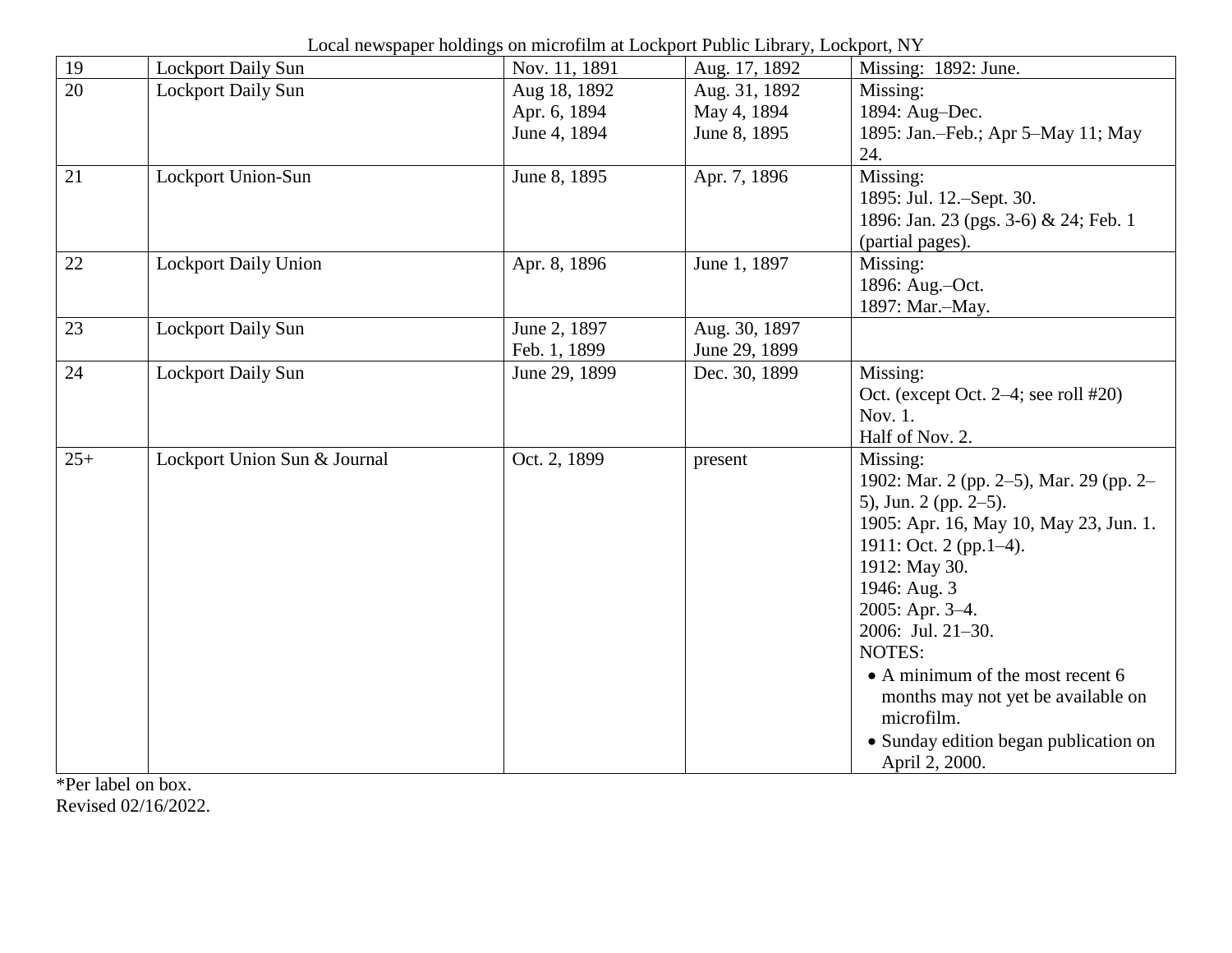Local newspaper holdings on microfilm at Lockport Public Library, Lockport, NY

| | | | | |
|---|---|---|---|---|
| 19 | Lockport Daily Sun | Nov. 11, 1891 | Aug. 17, 1892 | Missing: 1892: June. |
| 20 | Lockport Daily Sun | Aug 18, 1892<br>Apr. 6, 1894<br>June 4, 1894 | Aug. 31, 1892<br>May 4, 1894<br>June 8, 1895 | Missing:<br>1894: Aug–Dec.<br>1895: Jan.–Feb.; Apr 5–May 11; May 24. |
| 21 | Lockport Union-Sun | June 8, 1895 | Apr. 7, 1896 | Missing:<br>1895: Jul. 12.–Sept. 30.<br>1896: Jan. 23 (pgs. 3-6) & 24; Feb. 1 (partial pages). |
| 22 | Lockport Daily Union | Apr. 8, 1896 | June 1, 1897 | Missing:<br>1896: Aug.–Oct.<br>1897: Mar.–May. |
| 23 | Lockport Daily Sun | June 2, 1897<br>Feb. 1, 1899 | Aug. 30, 1897<br>June 29, 1899 | |
| 24 | Lockport Daily Sun | June 29, 1899 | Dec. 30, 1899 | Missing:<br>Oct. (except Oct. 2–4; see roll #20)<br>Nov. 1.<br>Half of Nov. 2. |
| 25+ | Lockport Union Sun & Journal | Oct. 2, 1899 | present | Missing:<br>1902: Mar. 2 (pp. 2–5), Mar. 29 (pp. 2–5), Jun. 2 (pp. 2–5).<br>1905: Apr. 16, May 10, May 23, Jun. 1.<br>1911: Oct. 2 (pp.1–4).<br>1912: May 30.<br>1946: Aug. 3<br>2005: Apr. 3–4.<br>2006: Jul. 21–30.<br>NOTES:<br>• A minimum of the most recent 6 months may not yet be available on microfilm.<br>• Sunday edition began publication on April 2, 2000. |

*Per label on box.

Revised 02/16/2022.